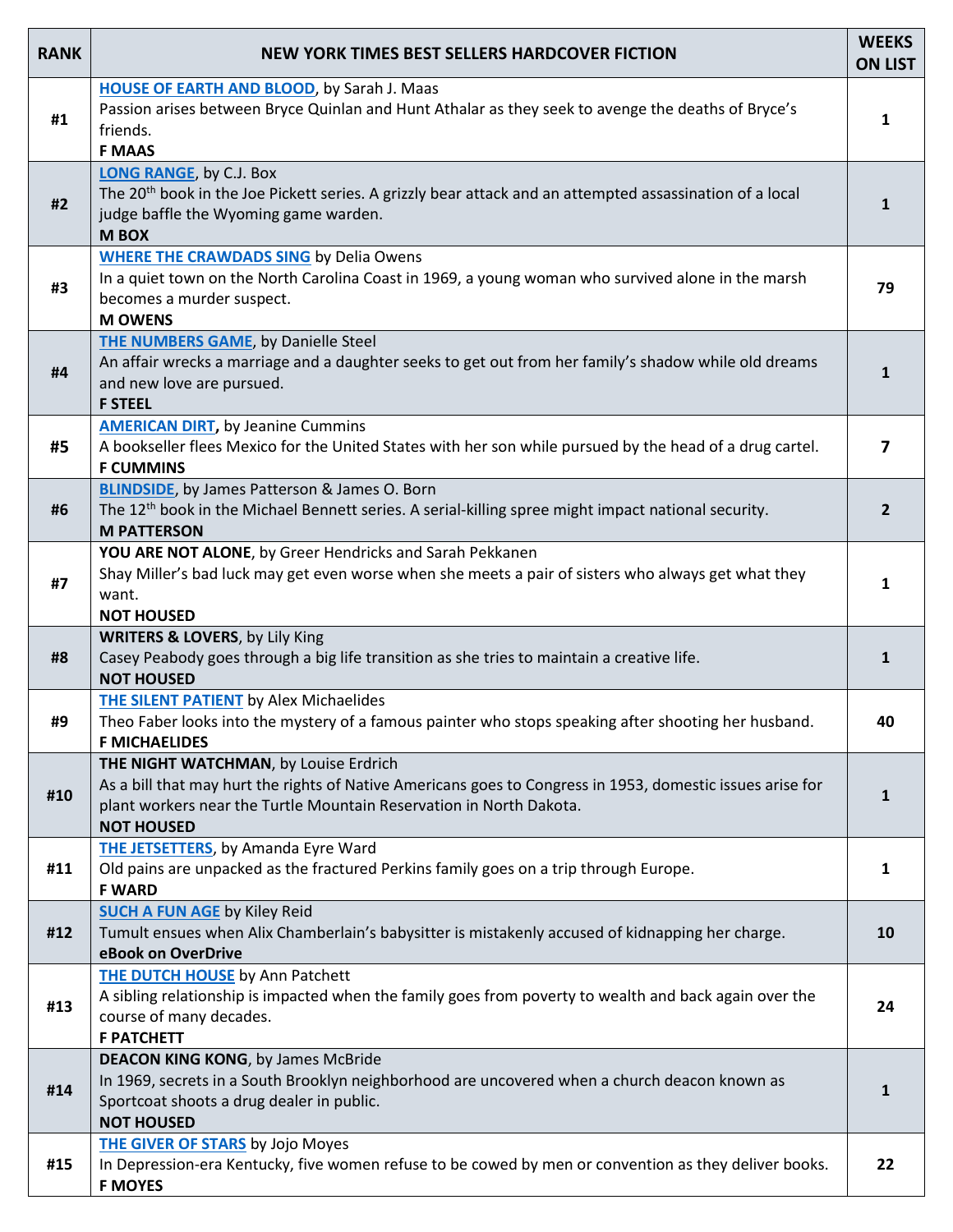| RANK | NEW YORK TIMES BEST SELLERS HARDCOVER FICTION | WEEKS ON LIST |
|---|---|---|
| #1 | **HOUSE OF EARTH AND BLOOD**, by Sarah J. Maas<br>Passion arises between Bryce Quinlan and Hunt Athalar as they seek to avenge the deaths of Bryce's friends.<br>**F MAAS** | 1 |
| #2 | **LONG RANGE**, by C.J. Box<br>The 20th book in the Joe Pickett series. A grizzly bear attack and an attempted assassination of a local judge baffle the Wyoming game warden.<br>**M BOX** | 1 |
| #3 | **WHERE THE CRAWDADS SING** by Delia Owens<br>In a quiet town on the North Carolina Coast in 1969, a young woman who survived alone in the marsh becomes a murder suspect.<br>**M OWENS** | 79 |
| #4 | **THE NUMBERS GAME**, by Danielle Steel<br>An affair wrecks a marriage and a daughter seeks to get out from her family's shadow while old dreams and new love are pursued.<br>**F STEEL** | 1 |
| #5 | **AMERICAN DIRT**, by Jeanine Cummins<br>A bookseller flees Mexico for the United States with her son while pursued by the head of a drug cartel.<br>**F CUMMINS** | 7 |
| #6 | **BLINDSIDE**, by James Patterson & James O. Born<br>The 12th book in the Michael Bennett series. A serial-killing spree might impact national security.<br>**M PATTERSON** | 2 |
| #7 | **YOU ARE NOT ALONE**, by Greer Hendricks and Sarah Pekkanen<br>Shay Miller's bad luck may get even worse when she meets a pair of sisters who always get what they want.<br>**NOT HOUSED** | 1 |
| #8 | **WRITERS & LOVERS**, by Lily King<br>Casey Peabody goes through a big life transition as she tries to maintain a creative life.<br>**NOT HOUSED** | 1 |
| #9 | **THE SILENT PATIENT** by Alex Michaelides<br>Theo Faber looks into the mystery of a famous painter who stops speaking after shooting her husband.<br>**F MICHAELIDES** | 40 |
| #10 | **THE NIGHT WATCHMAN**, by Louise Erdrich<br>As a bill that may hurt the rights of Native Americans goes to Congress in 1953, domestic issues arise for plant workers near the Turtle Mountain Reservation in North Dakota.<br>**NOT HOUSED** | 1 |
| #11 | **THE JETSETTERS**, by Amanda Eyre Ward<br>Old pains are unpacked as the fractured Perkins family goes on a trip through Europe.<br>**F WARD** | 1 |
| #12 | **SUCH A FUN AGE** by Kiley Reid<br>Tumult ensues when Alix Chamberlain's babysitter is mistakenly accused of kidnapping her charge.<br>**eBook on OverDrive** | 10 |
| #13 | **THE DUTCH HOUSE** by Ann Patchett<br>A sibling relationship is impacted when the family goes from poverty to wealth and back again over the course of many decades.<br>**F PATCHETT** | 24 |
| #14 | **DEACON KING KONG**, by James McBride<br>In 1969, secrets in a South Brooklyn neighborhood are uncovered when a church deacon known as Sportcoat shoots a drug dealer in public.<br>**NOT HOUSED** | 1 |
| #15 | **THE GIVER OF STARS** by Jojo Moyes<br>In Depression-era Kentucky, five women refuse to be cowed by men or convention as they deliver books.<br>**F MOYES** | 22 |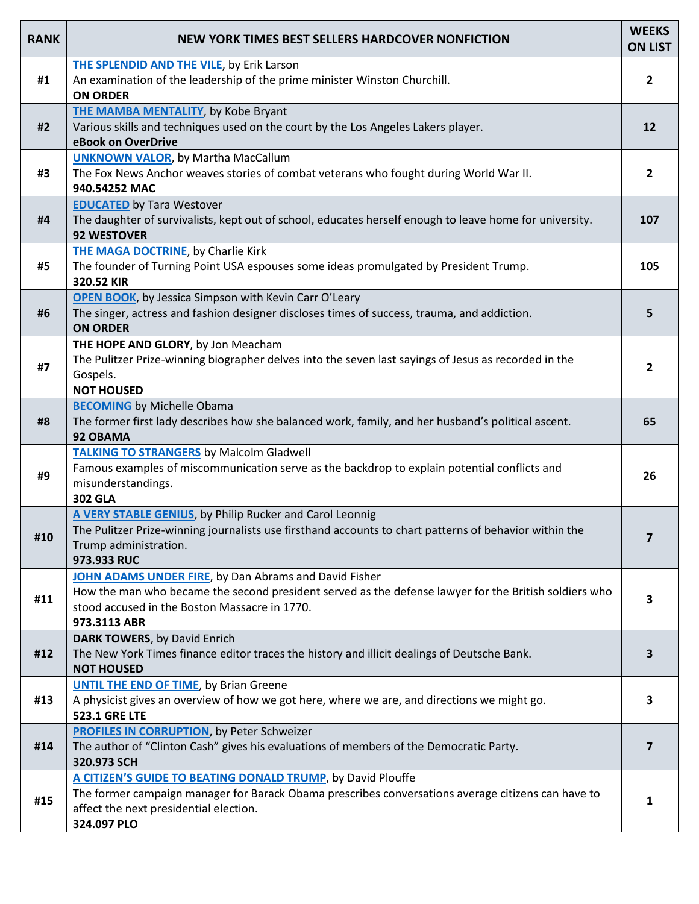| RANK | NEW YORK TIMES BEST SELLERS HARDCOVER NONFICTION | WEEKS ON LIST |
|---|---|---|
| #1 | **THE SPLENDID AND THE VILE**, by Erik Larson<br>An examination of the leadership of the prime minister Winston Churchill.<br>**ON ORDER** | 2 |
| #2 | **THE MAMBA MENTALITY**, by Kobe Bryant<br>Various skills and techniques used on the court by the Los Angeles Lakers player.<br>**eBook on OverDrive** | 12 |
| #3 | **UNKNOWN VALOR**, by Martha MacCallum<br>The Fox News Anchor weaves stories of combat veterans who fought during World War II.<br>**940.54252 MAC** | 2 |
| #4 | **EDUCATED** by Tara Westover<br>The daughter of survivalists, kept out of school, educates herself enough to leave home for university.<br>**92 WESTOVER** | 107 |
| #5 | **THE MAGA DOCTRINE**, by Charlie Kirk<br>The founder of Turning Point USA espouses some ideas promulgated by President Trump.<br>**320.52 KIR** | 105 |
| #6 | **OPEN BOOK**, by Jessica Simpson with Kevin Carr O'Leary<br>The singer, actress and fashion designer discloses times of success, trauma, and addiction.<br>**ON ORDER** | 5 |
| #7 | **THE HOPE AND GLORY**, by Jon Meacham<br>The Pulitzer Prize-winning biographer delves into the seven last sayings of Jesus as recorded in the Gospels.<br>**NOT HOUSED** | 2 |
| #8 | **BECOMING** by Michelle Obama<br>The former first lady describes how she balanced work, family, and her husband's political ascent.<br>**92 OBAMA** | 65 |
| #9 | **TALKING TO STRANGERS** by Malcolm Gladwell<br>Famous examples of miscommunication serve as the backdrop to explain potential conflicts and misunderstandings.<br>**302 GLA** | 26 |
| #10 | **A VERY STABLE GENIUS**, by Philip Rucker and Carol Leonnig<br>The Pulitzer Prize-winning journalists use firsthand accounts to chart patterns of behavior within the Trump administration.<br>**973.933 RUC** | 7 |
| #11 | **JOHN ADAMS UNDER FIRE**, by Dan Abrams and David Fisher<br>How the man who became the second president served as the defense lawyer for the British soldiers who stood accused in the Boston Massacre in 1770.<br>**973.3113 ABR** | 3 |
| #12 | **DARK TOWERS**, by David Enrich<br>The New York Times finance editor traces the history and illicit dealings of Deutsche Bank.<br>**NOT HOUSED** | 3 |
| #13 | **UNTIL THE END OF TIME**, by Brian Greene<br>A physicist gives an overview of how we got here, where we are, and directions we might go.<br>**523.1 GRE LTE** | 3 |
| #14 | **PROFILES IN CORRUPTION**, by Peter Schweizer<br>The author of "Clinton Cash" gives his evaluations of members of the Democratic Party.<br>**320.973 SCH** | 7 |
| #15 | **A CITIZEN'S GUIDE TO BEATING DONALD TRUMP**, by David Plouffe<br>The former campaign manager for Barack Obama prescribes conversations average citizens can have to affect the next presidential election.<br>**324.097 PLO** | 1 |